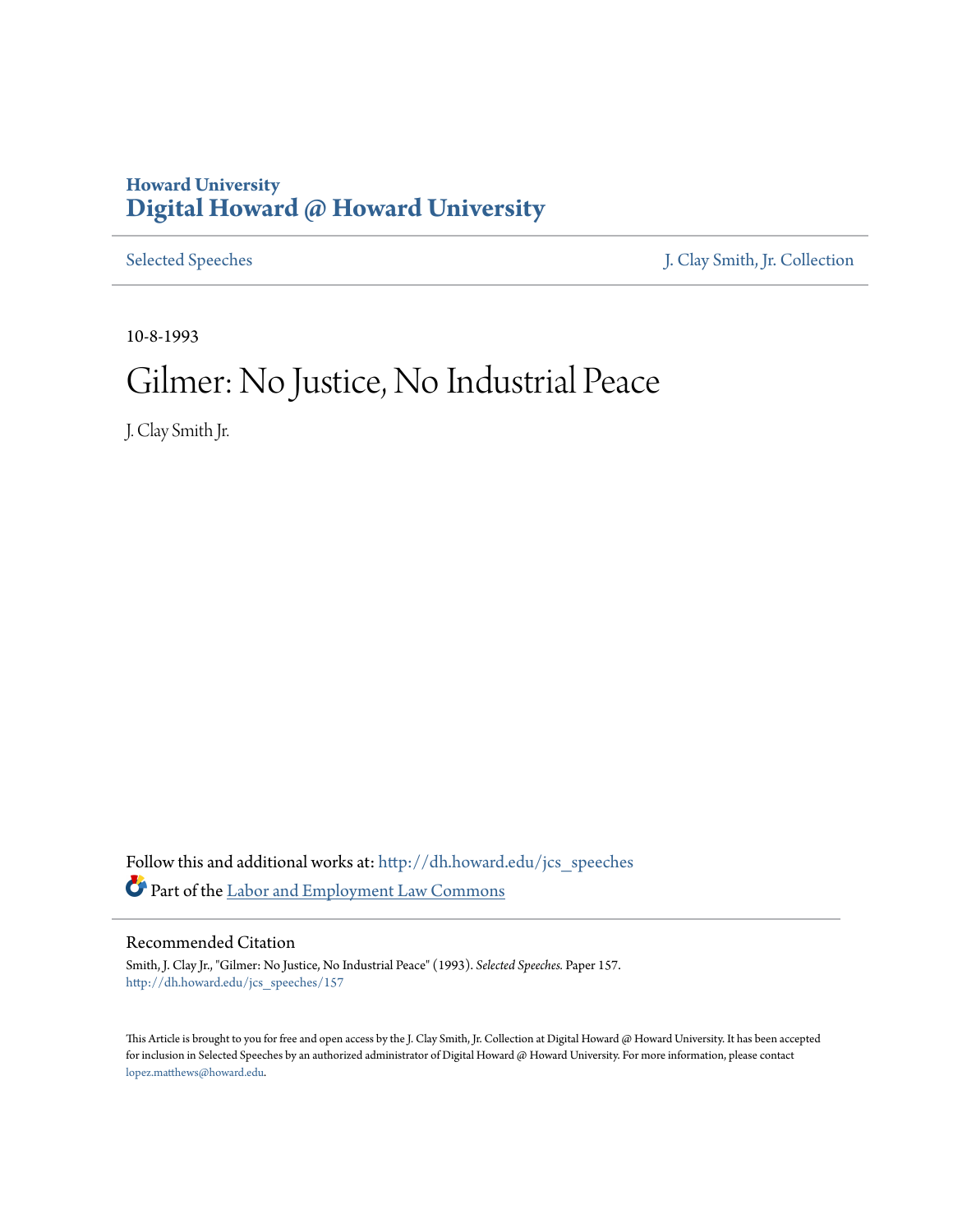Howard University
# Digital Howard @ Howard University

Selected Speeches | J. Clay Smith, Jr. Collection

10-8-1993

# Gilmer: No Justice, No Industrial Peace

J. Clay Smith Jr.

Follow this and additional works at: http://dh.howard.edu/jcs_speeches

Part of the Labor and Employment Law Commons

## Recommended Citation

Smith, J. Clay Jr., "Gilmer: No Justice, No Industrial Peace" (1993). *Selected Speeches*. Paper 157.
http://dh.howard.edu/jcs_speeches/157

This Article is brought to you for free and open access by the J. Clay Smith, Jr. Collection at Digital Howard @ Howard University. It has been accepted for inclusion in Selected Speeches by an authorized administrator of Digital Howard @ Howard University. For more information, please contact lopez.matthews@howard.edu.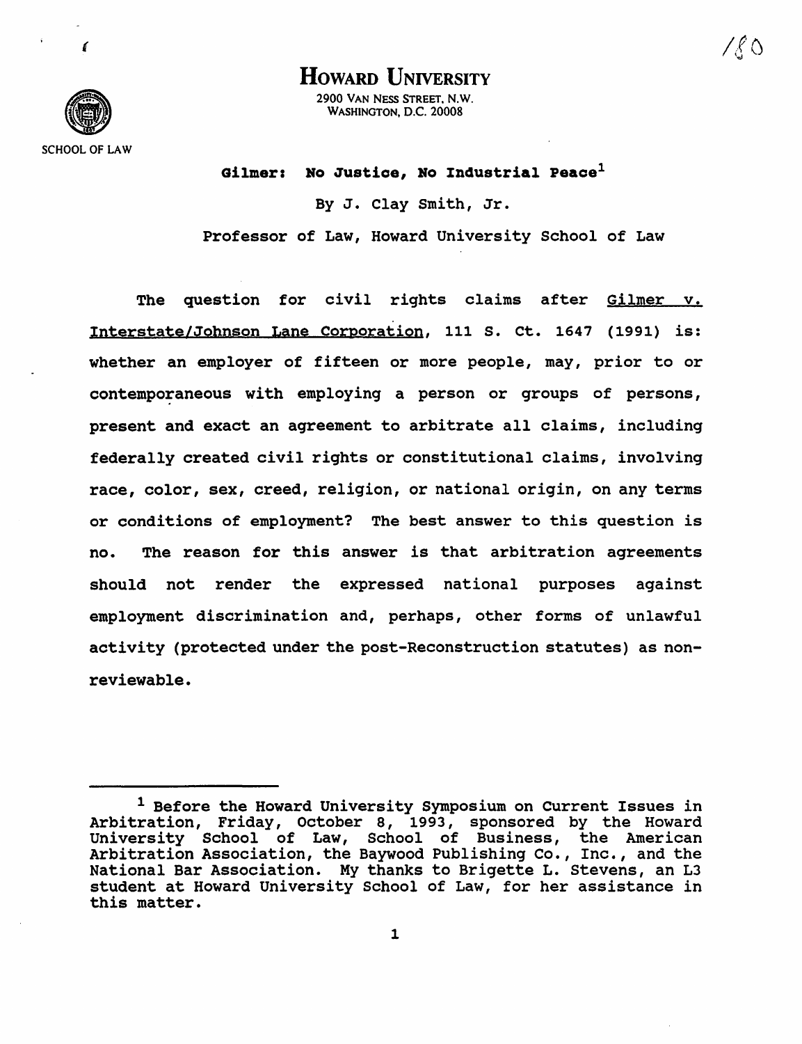**Howard University**

2900 Van Ness Street, N.W.
Washington, D.C. 20008

School of Law

**Gilmer: No Justice, No Industrial Peace**[1]

By J. Clay Smith, Jr.

Professor of Law, Howard University School of Law

The question for civil rights claims after Gilmer v. Interstate/Johnson Lane Corporation, 111 S. Ct. 1647 (1991) is: whether an employer of fifteen or more people, may, prior to or contemporaneous with employing a person or groups of persons, present and exact an agreement to arbitrate all claims, including federally created civil rights or constitutional claims, involving race, color, sex, creed, religion, or national origin, on any terms or conditions of employment? The best answer to this question is no. The reason for this answer is that arbitration agreements should not render the expressed national purposes against employment discrimination and, perhaps, other forms of unlawful activity (protected under the post-Reconstruction statutes) as non-reviewable.

---

[1] Before the Howard University Symposium on Current Issues in Arbitration, Friday, October 8, 1993, sponsored by the Howard University School of Law, School of Business, the American Arbitration Association, the Baywood Publishing Co., Inc., and the National Bar Association. My thanks to Brigette L. Stevens, an L3 student at Howard University School of Law, for her assistance in this matter.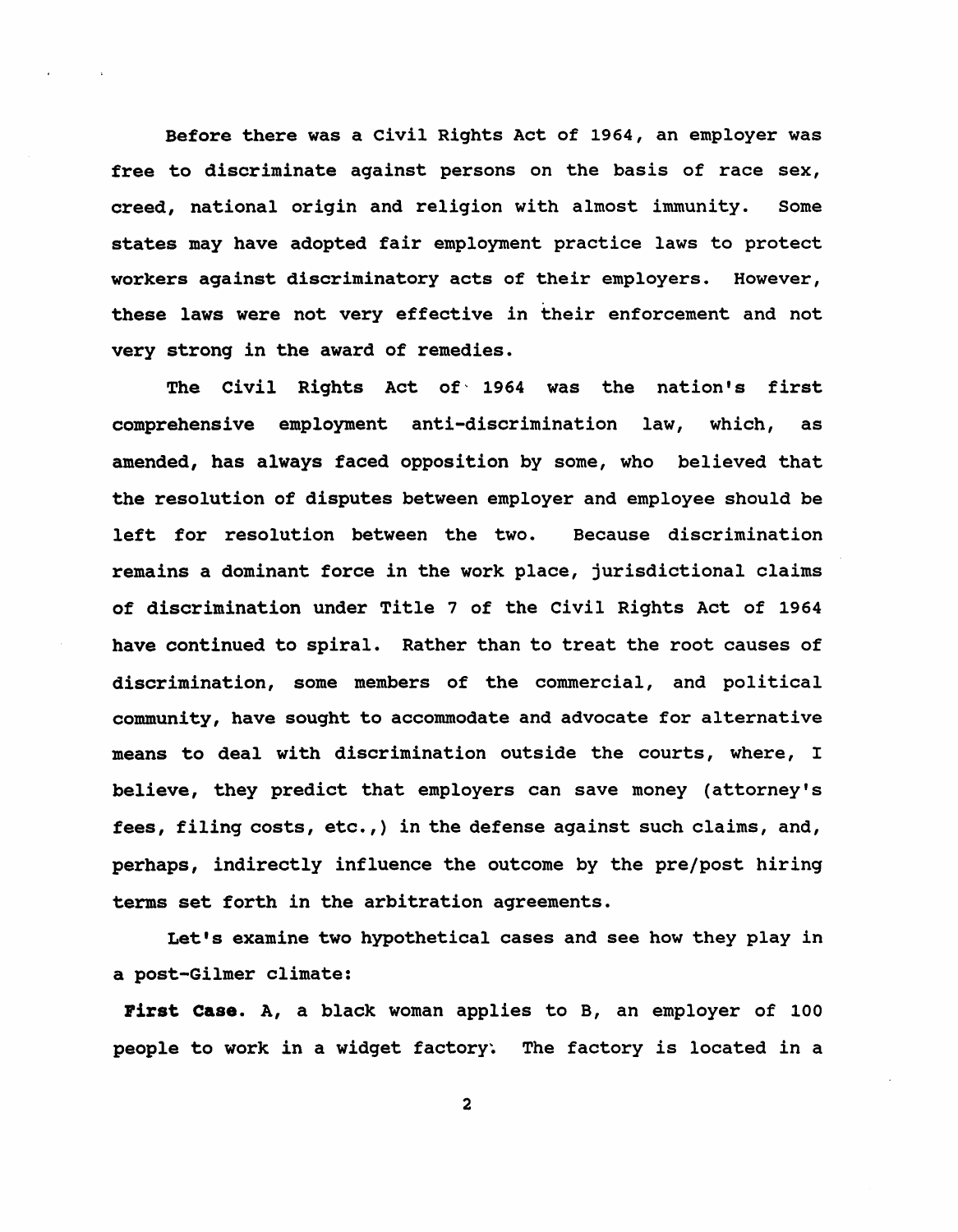Before there was a Civil Rights Act of 1964, an employer was free to discriminate against persons on the basis of race sex, creed, national origin and religion with almost immunity. Some states may have adopted fair employment practice laws to protect workers against discriminatory acts of their employers. However, these laws were not very effective in their enforcement and not very strong in the award of remedies.

The Civil Rights Act of 1964 was the nation's first comprehensive employment anti-discrimination law, which, as amended, has always faced opposition by some, who believed that the resolution of disputes between employer and employee should be left for resolution between the two. Because discrimination remains a dominant force in the work place, jurisdictional claims of discrimination under Title 7 of the Civil Rights Act of 1964 have continued to spiral. Rather than to treat the root causes of discrimination, some members of the commercial, and political community, have sought to accommodate and advocate for alternative means to deal with discrimination outside the courts, where, I believe, they predict that employers can save money (attorney's fees, filing costs, etc.,) in the defense against such claims, and, perhaps, indirectly influence the outcome by the pre/post hiring terms set forth in the arbitration agreements.

Let's examine two hypothetical cases and see how they play in a post-Gilmer climate:

**First Case.** A, a black woman applies to B, an employer of 100 people to work in a widget factory. The factory is located in a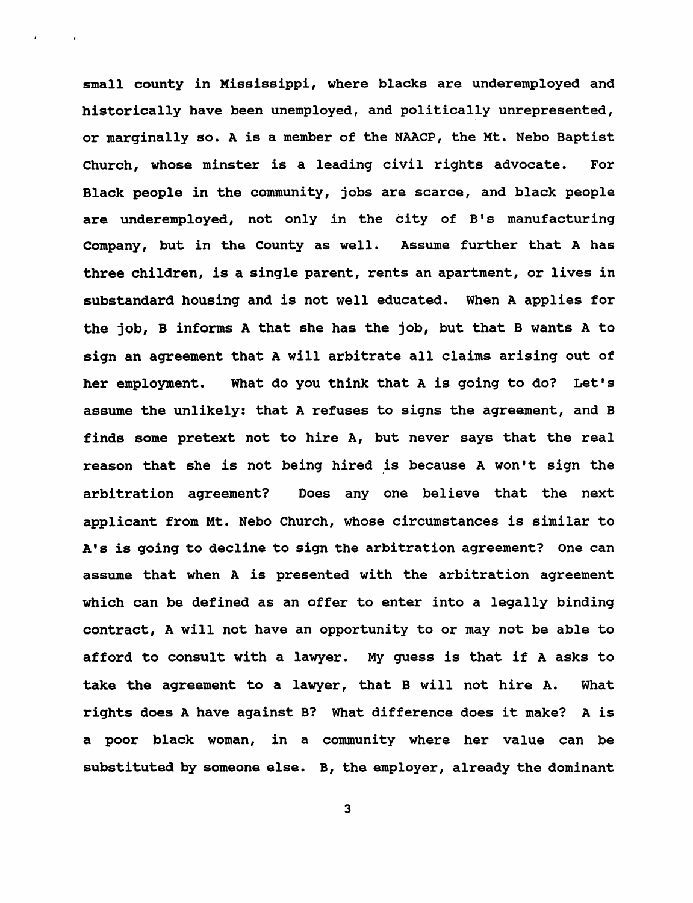small county in Mississippi, where blacks are underemployed and historically have been unemployed, and politically unrepresented, or marginally so. A is a member of the NAACP, the Mt. Nebo Baptist Church, whose minster is a leading civil rights advocate. For Black people in the community, jobs are scarce, and black people are underemployed, not only in the city of B's manufacturing Company, but in the County as well. Assume further that A has three children, is a single parent, rents an apartment, or lives in substandard housing and is not well educated. When A applies for the job, B informs A that she has the job, but that B wants A to sign an agreement that A will arbitrate all claims arising out of her employment. What do you think that A is going to do? Let's assume the unlikely: that A refuses to signs the agreement, and B finds some pretext not to hire A, but never says that the real reason that she is not being hired is because A won't sign the arbitration agreement? Does any one believe that the next applicant from Mt. Nebo Church, whose circumstances is similar to A's is going to decline to sign the arbitration agreement? One can assume that when A is presented with the arbitration agreement which can be defined as an offer to enter into a legally binding contract, A will not have an opportunity to or may not be able to afford to consult with a lawyer. My guess is that if A asks to take the agreement to a lawyer, that B will not hire A. What rights does A have against B? What difference does it make? A is a poor black woman, in a community where her value can be substituted by someone else. B, the employer, already the dominant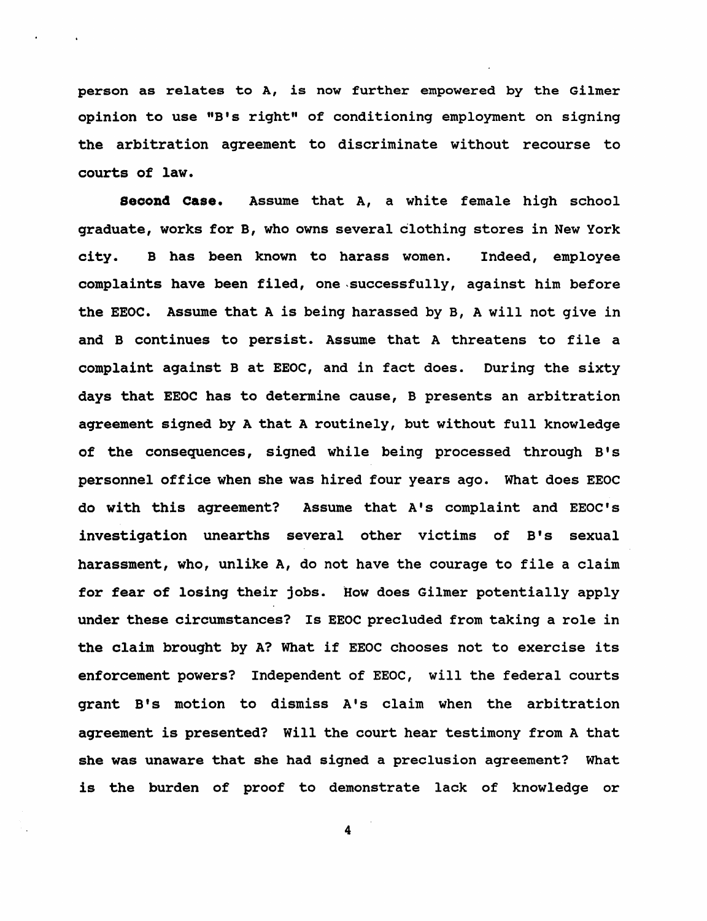person as relates to A, is now further empowered by the Gilmer opinion to use "B's right" of conditioning employment on signing the arbitration agreement to discriminate without recourse to courts of law.

**Second Case.** Assume that A, a white female high school graduate, works for B, who owns several clothing stores in New York city. B has been known to harass women. Indeed, employee complaints have been filed, one successfully, against him before the EEOC. Assume that A is being harassed by B, A will not give in and B continues to persist. Assume that A threatens to file a complaint against B at EEOC, and in fact does. During the sixty days that EEOC has to determine cause, B presents an arbitration agreement signed by A that A routinely, but without full knowledge of the consequences, signed while being processed through B's personnel office when she was hired four years ago. What does EEOC do with this agreement? Assume that A's complaint and EEOC's investigation unearths several other victims of B's sexual harassment, who, unlike A, do not have the courage to file a claim for fear of losing their jobs. How does Gilmer potentially apply under these circumstances? Is EEOC precluded from taking a role in the claim brought by A? What if EEOC chooses not to exercise its enforcement powers? Independent of EEOC, will the federal courts grant B's motion to dismiss A's claim when the arbitration agreement is presented? Will the court hear testimony from A that she was unaware that she had signed a preclusion agreement? What is the burden of proof to demonstrate lack of knowledge or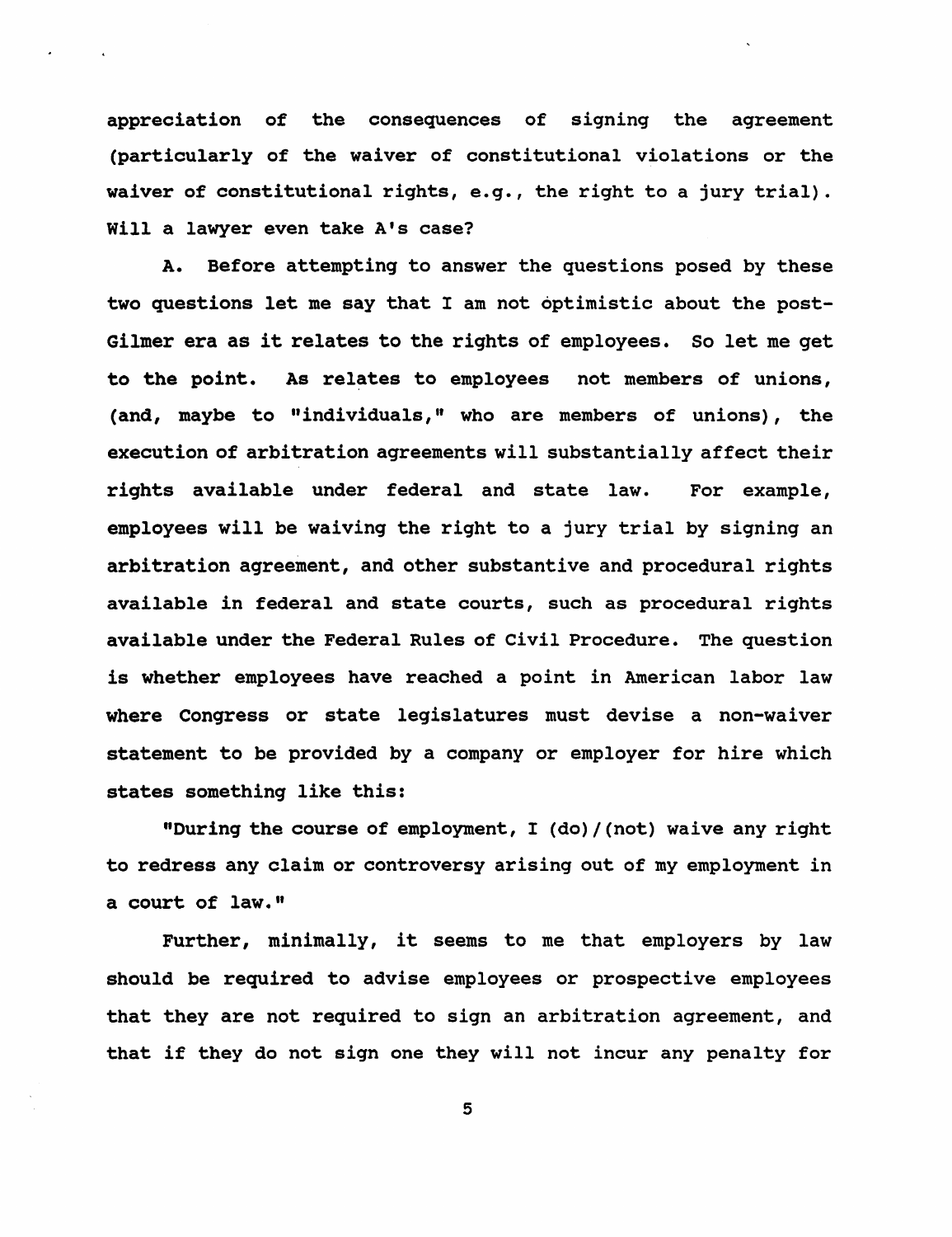appreciation of the consequences of signing the agreement (particularly of the waiver of constitutional violations or the waiver of constitutional rights, e.g., the right to a jury trial). Will a lawyer even take A's case?

A. Before attempting to answer the questions posed by these two questions let me say that I am not optimistic about the post-Gilmer era as it relates to the rights of employees. So let me get to the point. As relates to employees not members of unions, (and, maybe to "individuals," who are members of unions), the execution of arbitration agreements will substantially affect their rights available under federal and state law. For example, employees will be waiving the right to a jury trial by signing an arbitration agreement, and other substantive and procedural rights available in federal and state courts, such as procedural rights available under the Federal Rules of Civil Procedure. The question is whether employees have reached a point in American labor law where Congress or state legislatures must devise a non-waiver statement to be provided by a company or employer for hire which states something like this:

"During the course of employment, I (do)/(not) waive any right to redress any claim or controversy arising out of my employment in a court of law."

Further, minimally, it seems to me that employers by law should be required to advise employees or prospective employees that they are not required to sign an arbitration agreement, and that if they do not sign one they will not incur any penalty for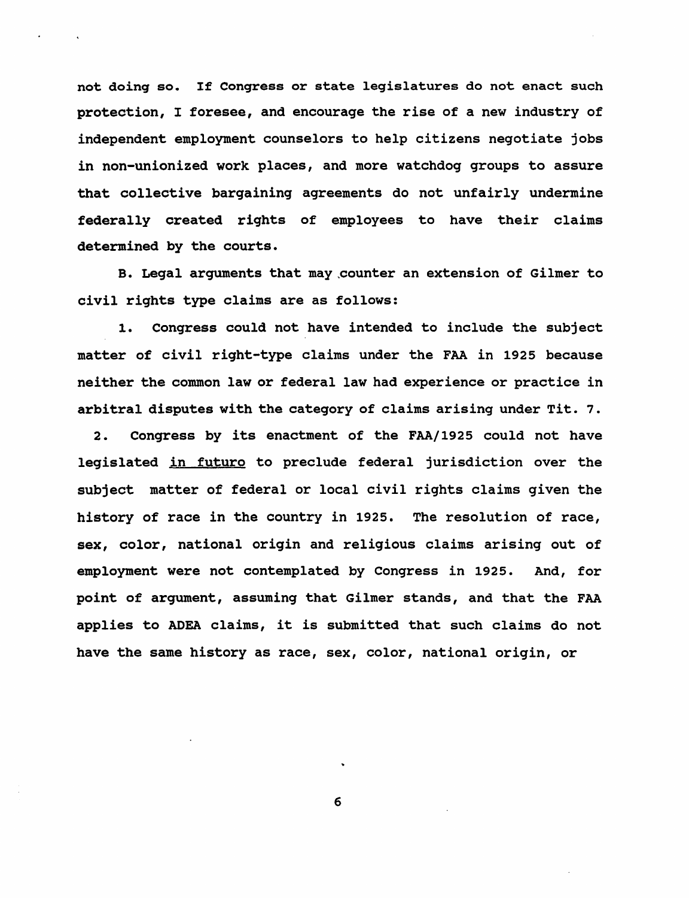not doing so. If Congress or state legislatures do not enact such protection, I foresee, and encourage the rise of a new industry of independent employment counselors to help citizens negotiate jobs in non-unionized work places, and more watchdog groups to assure that collective bargaining agreements do not unfairly undermine federally created rights of employees to have their claims determined by the courts.

B. Legal arguments that may counter an extension of Gilmer to civil rights type claims are as follows:

1. Congress could not have intended to include the subject matter of civil right-type claims under the FAA in 1925 because neither the common law or federal law had experience or practice in arbitral disputes with the category of claims arising under Tit. 7.

2. Congress by its enactment of the FAA/1925 could not have legislated <u>in futuro</u> to preclude federal jurisdiction over the subject matter of federal or local civil rights claims given the history of race in the country in 1925. The resolution of race, sex, color, national origin and religious claims arising out of employment were not contemplated by Congress in 1925. And, for point of argument, assuming that Gilmer stands, and that the FAA applies to ADEA claims, it is submitted that such claims do not have the same history as race, sex, color, national origin, or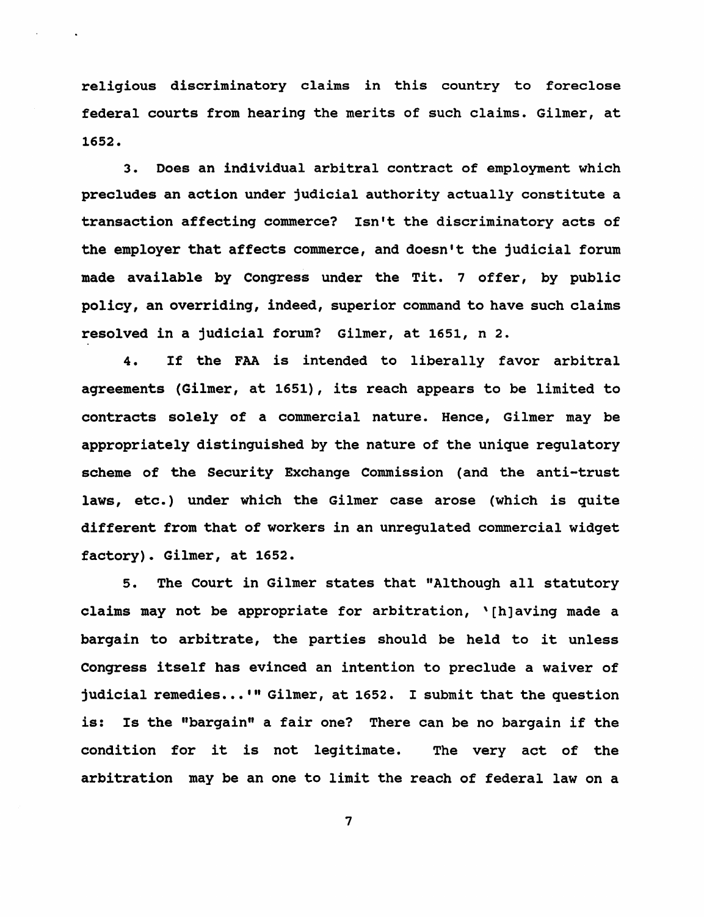religious discriminatory claims in this country to foreclose federal courts from hearing the merits of such claims. Gilmer, at 1652.

3. Does an individual arbitral contract of employment which precludes an action under judicial authority actually constitute a transaction affecting commerce? Isn't the discriminatory acts of the employer that affects commerce, and doesn't the judicial forum made available by Congress under the Tit. 7 offer, by public policy, an overriding, indeed, superior command to have such claims resolved in a judicial forum? Gilmer, at 1651, n 2.

4. If the FAA is intended to liberally favor arbitral agreements (Gilmer, at 1651), its reach appears to be limited to contracts solely of a commercial nature. Hence, Gilmer may be appropriately distinguished by the nature of the unique regulatory scheme of the Security Exchange Commission (and the anti-trust laws, etc.) under which the Gilmer case arose (which is quite different from that of workers in an unregulated commercial widget factory). Gilmer, at 1652.

5. The Court in Gilmer states that "Although all statutory claims may not be appropriate for arbitration, '[h]aving made a bargain to arbitrate, the parties should be held to it unless Congress itself has evinced an intention to preclude a waiver of judicial remedies...'" Gilmer, at 1652. I submit that the question is: Is the "bargain" a fair one? There can be no bargain if the condition for it is not legitimate. The very act of the arbitration may be an one to limit the reach of federal law on a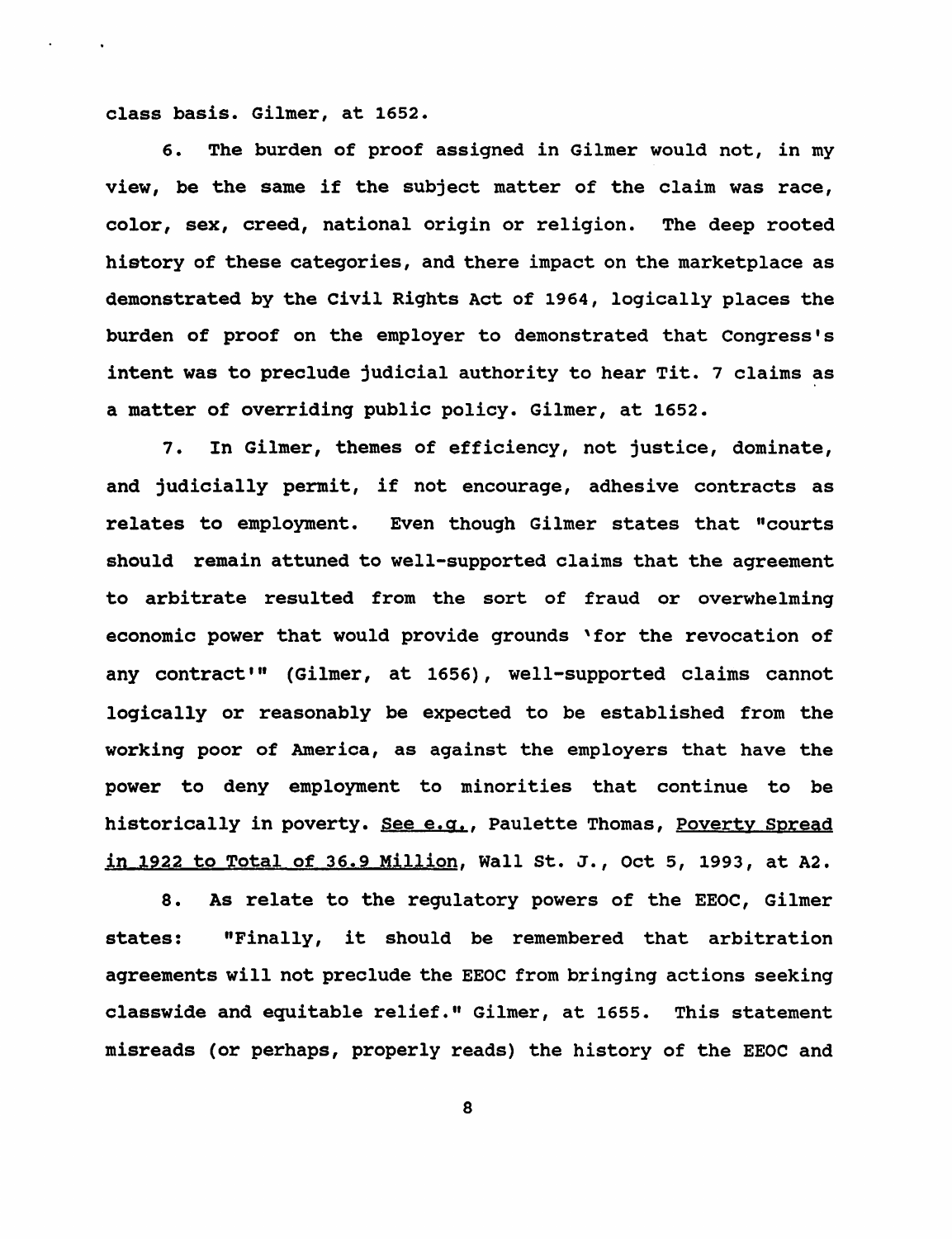class basis. Gilmer, at 1652.

6. The burden of proof assigned in Gilmer would not, in my view, be the same if the subject matter of the claim was race, color, sex, creed, national origin or religion. The deep rooted history of these categories, and there impact on the marketplace as demonstrated by the Civil Rights Act of 1964, logically places the burden of proof on the employer to demonstrated that Congress's intent was to preclude judicial authority to hear Tit. 7 claims as a matter of overriding public policy. Gilmer, at 1652.

7. In Gilmer, themes of efficiency, not justice, dominate, and judicially permit, if not encourage, adhesive contracts as relates to employment. Even though Gilmer states that "courts should remain attuned to well-supported claims that the agreement to arbitrate resulted from the sort of fraud or overwhelming economic power that would provide grounds 'for the revocation of any contract'" (Gilmer, at 1656), well-supported claims cannot logically or reasonably be expected to be established from the working poor of America, as against the employers that have the power to deny employment to minorities that continue to be historically in poverty. See e.g., Paulette Thomas, Poverty Spread in 1922 to Total of 36.9 Million, Wall St. J., Oct 5, 1993, at A2.

8. As relate to the regulatory powers of the EEOC, Gilmer states: "Finally, it should be remembered that arbitration agreements will not preclude the EEOC from bringing actions seeking classwide and equitable relief." Gilmer, at 1655. This statement misreads (or perhaps, properly reads) the history of the EEOC and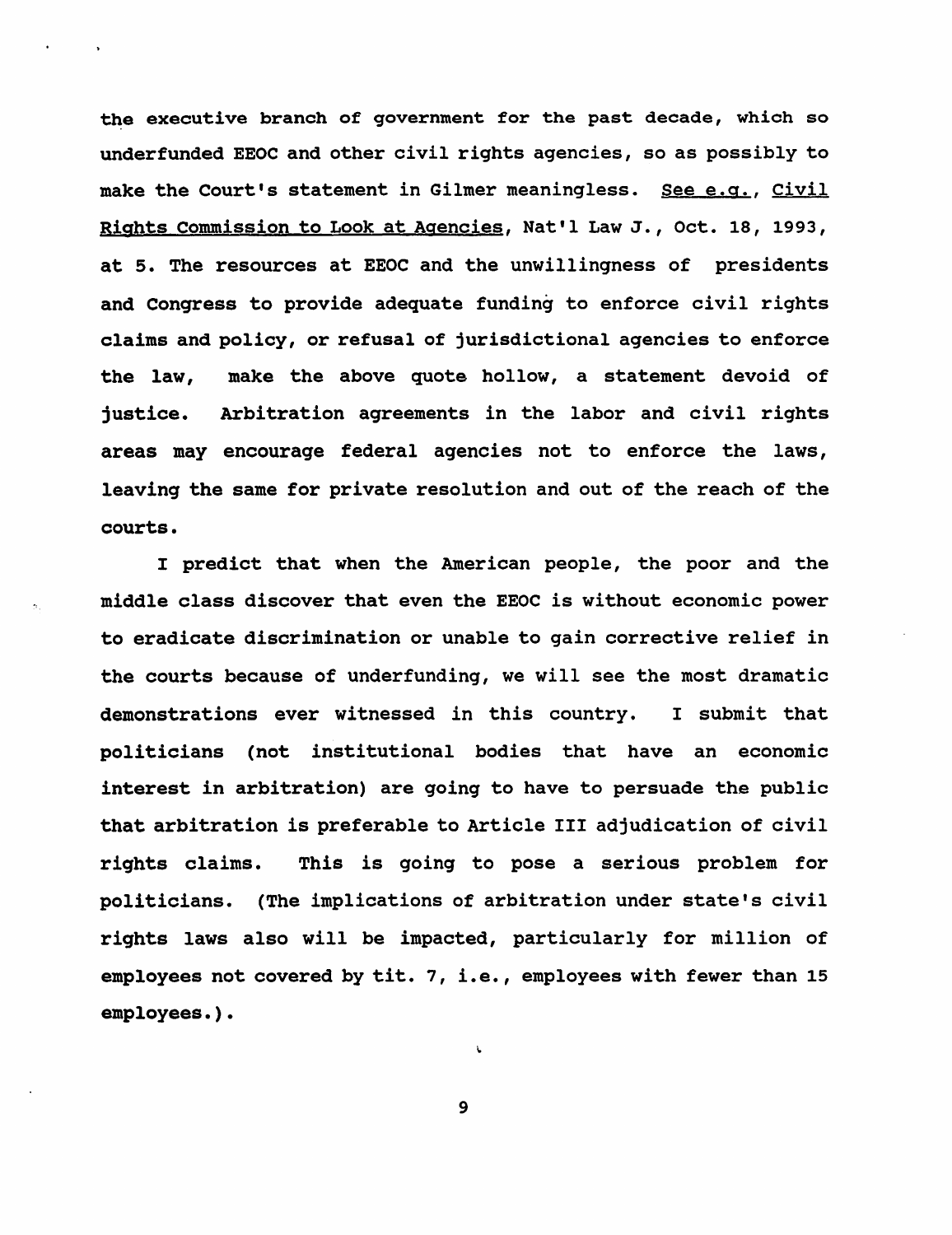the executive branch of government for the past decade, which so underfunded EEOC and other civil rights agencies, so as possibly to make the Court's statement in Gilmer meaningless. See e.g., Civil Rights Commission to Look at Agencies, Nat'l Law J., Oct. 18, 1993, at 5. The resources at EEOC and the unwillingness of presidents and Congress to provide adequate funding to enforce civil rights claims and policy, or refusal of jurisdictional agencies to enforce the law, make the above quote hollow, a statement devoid of justice. Arbitration agreements in the labor and civil rights areas may encourage federal agencies not to enforce the laws, leaving the same for private resolution and out of the reach of the courts.

I predict that when the American people, the poor and the middle class discover that even the EEOC is without economic power to eradicate discrimination or unable to gain corrective relief in the courts because of underfunding, we will see the most dramatic demonstrations ever witnessed in this country. I submit that politicians (not institutional bodies that have an economic interest in arbitration) are going to have to persuade the public that arbitration is preferable to Article III adjudication of civil rights claims. This is going to pose a serious problem for politicians. (The implications of arbitration under state's civil rights laws also will be impacted, particularly for million of employees not covered by tit. 7, i.e., employees with fewer than 15 employees.).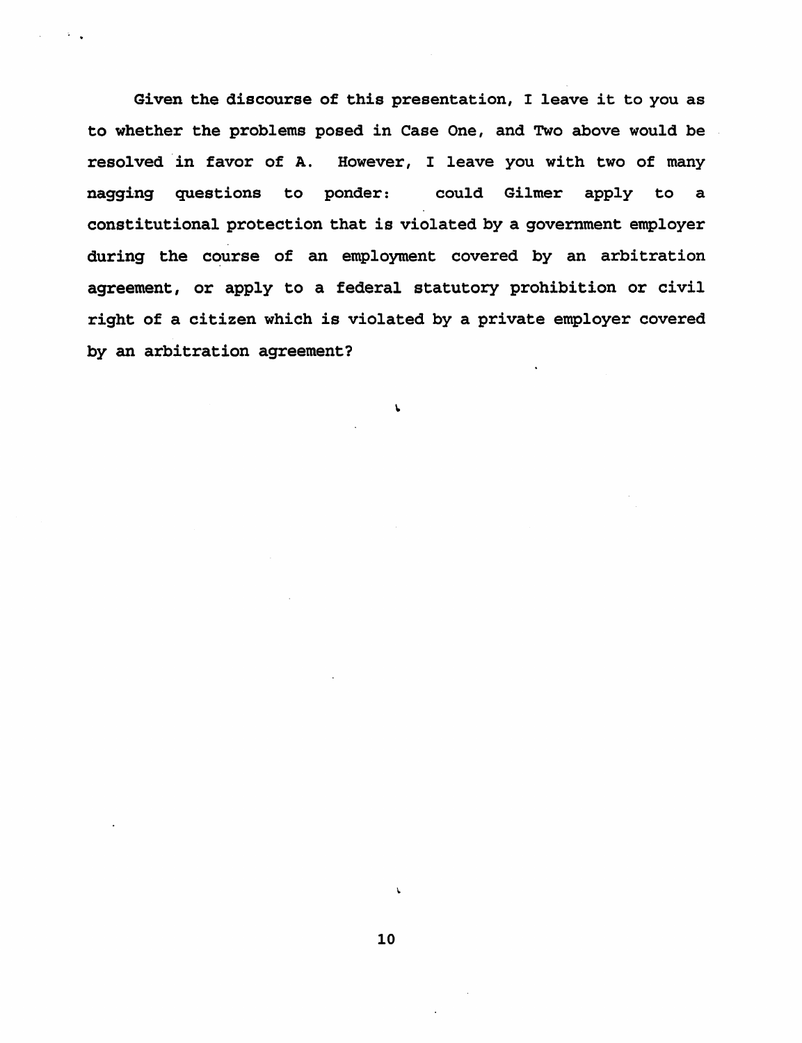Given the discourse of this presentation, I leave it to you as to whether the problems posed in Case One, and Two above would be resolved in favor of A. However, I leave you with two of many nagging questions to ponder: could Gilmer apply to a constitutional protection that is violated by a government employer during the course of an employment covered by an arbitration agreement, or apply to a federal statutory prohibition or civil right of a citizen which is violated by a private employer covered by an arbitration agreement?